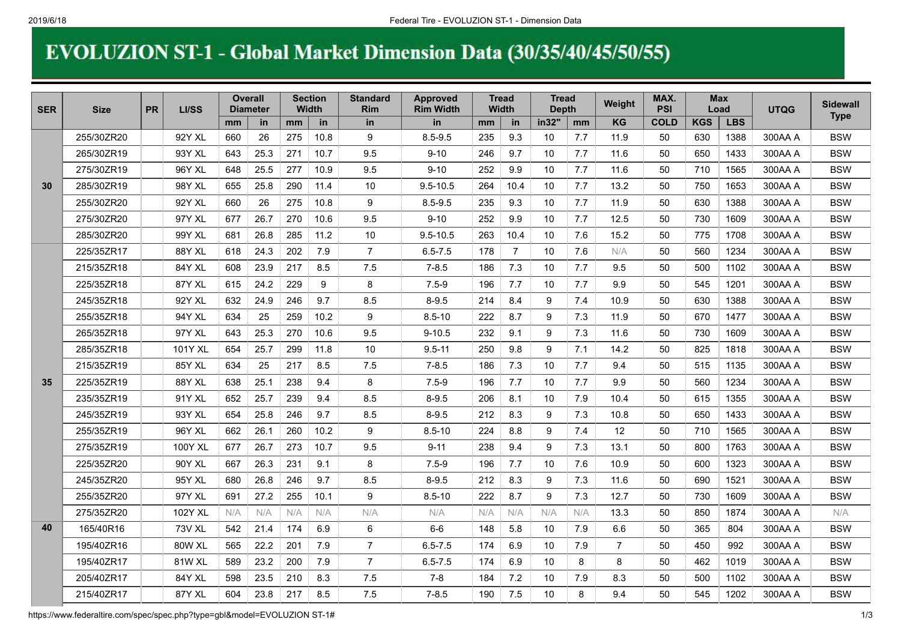# EVOLUZION ST-1 - Global Market Dimension Data (30/35/40/45/50/55)

| SER | Size | PR | LI/SS | Overall Diameter | | Section Width | | Standard Rim | Approved Rim Width | Tread Width | | Tread Depth | | Weight | MAX. PSI | Max Load | | UTQG | Sidewall Type |
|---|---|---|---|---|---|---|---|---|---|---|---|---|---|---|---|---|---|---|---|
| | | | | mm | in | mm | in | in | in | mm | in | in32" | mm | KG | COLD | KGS | LBS | | |
| 30 | 255/30ZR20 | | 92Y XL | 660 | 26 | 275 | 10.8 | 9 | 8.5-9.5 | 235 | 9.3 | 10 | 7.7 | 11.9 | 50 | 630 | 1388 | 300AA A | BSW |
| | 265/30ZR19 | | 93Y XL | 643 | 25.3 | 271 | 10.7 | 9.5 | 9-10 | 246 | 9.7 | 10 | 7.7 | 11.6 | 50 | 650 | 1433 | 300AA A | BSW |
| | 275/30ZR19 | | 96Y XL | 648 | 25.5 | 277 | 10.9 | 9.5 | 9-10 | 252 | 9.9 | 10 | 7.7 | 11.6 | 50 | 710 | 1565 | 300AA A | BSW |
| | 285/30ZR19 | | 98Y XL | 655 | 25.8 | 290 | 11.4 | 10 | 9.5-10.5 | 264 | 10.4 | 10 | 7.7 | 13.2 | 50 | 750 | 1653 | 300AA A | BSW |
| | 255/30ZR20 | | 92Y XL | 660 | 26 | 275 | 10.8 | 9 | 8.5-9.5 | 235 | 9.3 | 10 | 7.7 | 11.9 | 50 | 630 | 1388 | 300AA A | BSW |
| | 275/30ZR20 | | 97Y XL | 677 | 26.7 | 270 | 10.6 | 9.5 | 9-10 | 252 | 9.9 | 10 | 7.7 | 12.5 | 50 | 730 | 1609 | 300AA A | BSW |
| | 285/30ZR20 | | 99Y XL | 681 | 26.8 | 285 | 11.2 | 10 | 9.5-10.5 | 263 | 10.4 | 10 | 7.6 | 15.2 | 50 | 775 | 1708 | 300AA A | BSW |
| 35 | 225/35ZR17 | | 88Y XL | 618 | 24.3 | 202 | 7.9 | 7 | 6.5-7.5 | 178 | 7 | 10 | 7.6 | N/A | 50 | 560 | 1234 | 300AA A | BSW |
| | 215/35ZR18 | | 84Y XL | 608 | 23.9 | 217 | 8.5 | 7.5 | 7-8.5 | 186 | 7.3 | 10 | 7.7 | 9.5 | 50 | 500 | 1102 | 300AA A | BSW |
| | 225/35ZR18 | | 87Y XL | 615 | 24.2 | 229 | 9 | 8 | 7.5-9 | 196 | 7.7 | 10 | 7.7 | 9.9 | 50 | 545 | 1201 | 300AA A | BSW |
| | 245/35ZR18 | | 92Y XL | 632 | 24.9 | 246 | 9.7 | 8.5 | 8-9.5 | 214 | 8.4 | 9 | 7.4 | 10.9 | 50 | 630 | 1388 | 300AA A | BSW |
| | 255/35ZR18 | | 94Y XL | 634 | 25 | 259 | 10.2 | 9 | 8.5-10 | 222 | 8.7 | 9 | 7.3 | 11.9 | 50 | 670 | 1477 | 300AA A | BSW |
| | 265/35ZR18 | | 97Y XL | 643 | 25.3 | 270 | 10.6 | 9.5 | 9-10.5 | 232 | 9.1 | 9 | 7.3 | 11.6 | 50 | 730 | 1609 | 300AA A | BSW |
| | 285/35ZR18 | | 101Y XL | 654 | 25.7 | 299 | 11.8 | 10 | 9.5-11 | 250 | 9.8 | 9 | 7.1 | 14.2 | 50 | 825 | 1818 | 300AA A | BSW |
| | 215/35ZR19 | | 85Y XL | 634 | 25 | 217 | 8.5 | 7.5 | 7-8.5 | 186 | 7.3 | 10 | 7.7 | 9.4 | 50 | 515 | 1135 | 300AA A | BSW |
| | 225/35ZR19 | | 88Y XL | 638 | 25.1 | 238 | 9.4 | 8 | 7.5-9 | 196 | 7.7 | 10 | 7.7 | 9.9 | 50 | 560 | 1234 | 300AA A | BSW |
| | 235/35ZR19 | | 91Y XL | 652 | 25.7 | 239 | 9.4 | 8.5 | 8-9.5 | 206 | 8.1 | 10 | 7.9 | 10.4 | 50 | 615 | 1355 | 300AA A | BSW |
| | 245/35ZR19 | | 93Y XL | 654 | 25.8 | 246 | 9.7 | 8.5 | 8-9.5 | 212 | 8.3 | 9 | 7.3 | 10.8 | 50 | 650 | 1433 | 300AA A | BSW |
| | 255/35ZR19 | | 96Y XL | 662 | 26.1 | 260 | 10.2 | 9 | 8.5-10 | 224 | 8.8 | 9 | 7.4 | 12 | 50 | 710 | 1565 | 300AA A | BSW |
| | 275/35ZR19 | | 100Y XL | 677 | 26.7 | 273 | 10.7 | 9.5 | 9-11 | 238 | 9.4 | 9 | 7.3 | 13.1 | 50 | 800 | 1763 | 300AA A | BSW |
| | 225/35ZR20 | | 90Y XL | 667 | 26.3 | 231 | 9.1 | 8 | 7.5-9 | 196 | 7.7 | 10 | 7.6 | 10.9 | 50 | 600 | 1323 | 300AA A | BSW |
| | 245/35ZR20 | | 95Y XL | 680 | 26.8 | 246 | 9.7 | 8.5 | 8-9.5 | 212 | 8.3 | 9 | 7.3 | 11.6 | 50 | 690 | 1521 | 300AA A | BSW |
| | 255/35ZR20 | | 97Y XL | 691 | 27.2 | 255 | 10.1 | 9 | 8.5-10 | 222 | 8.7 | 9 | 7.3 | 12.7 | 50 | 730 | 1609 | 300AA A | BSW |
| | 275/35ZR20 | | 102Y XL | N/A | N/A | N/A | N/A | N/A | N/A | N/A | N/A | N/A | N/A | 13.3 | 50 | 850 | 1874 | 300AA A | N/A |
| 40 | 165/40R16 | | 73V XL | 542 | 21.4 | 174 | 6.9 | 6 | 6-6 | 148 | 5.8 | 10 | 7.9 | 6.6 | 50 | 365 | 804 | 300AA A | BSW |
| | 195/40ZR16 | | 80W XL | 565 | 22.2 | 201 | 7.9 | 7 | 6.5-7.5 | 174 | 6.9 | 10 | 7.9 | 7 | 50 | 450 | 992 | 300AA A | BSW |
| | 195/40ZR17 | | 81W XL | 589 | 23.2 | 200 | 7.9 | 7 | 6.5-7.5 | 174 | 6.9 | 10 | 8 | 8 | 50 | 462 | 1019 | 300AA A | BSW |
| | 205/40ZR17 | | 84Y XL | 598 | 23.5 | 210 | 8.3 | 7.5 | 7-8 | 184 | 7.2 | 10 | 7.9 | 8.3 | 50 | 500 | 1102 | 300AA A | BSW |
| | 215/40ZR17 | | 87Y XL | 604 | 23.8 | 217 | 8.5 | 7.5 | 7-8.5 | 190 | 7.5 | 10 | 8 | 9.4 | 50 | 545 | 1202 | 300AA A | BSW |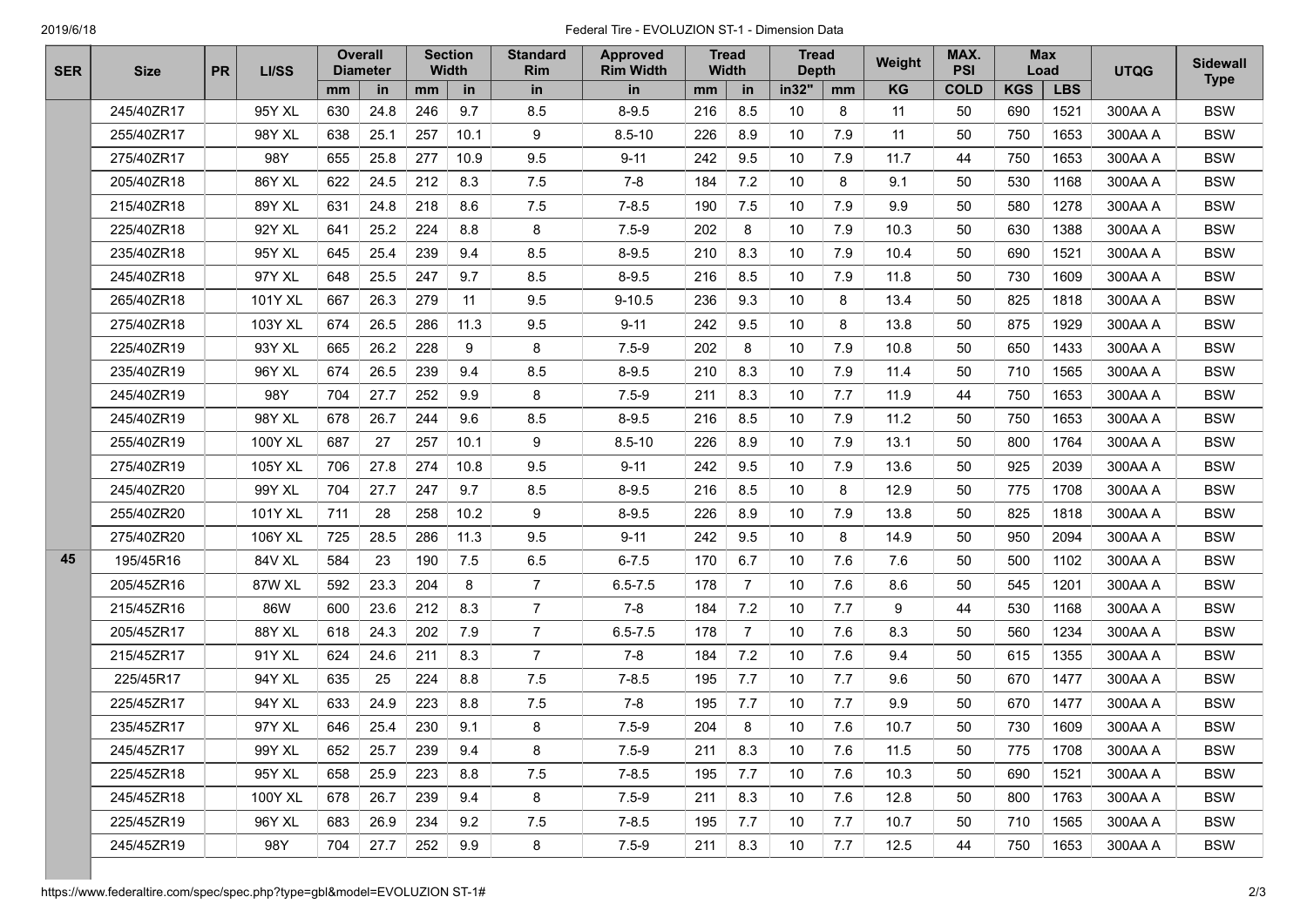| SER | Size | PR | LI/SS | Overall Diameter | | Section Width | | Standard Rim | Approved Rim Width | Tread Width | | Tread Depth | | Weight | MAX. PSI | Max Load | | UTQG | Sidewall Type |
|---|---|---|---|---|---|---|---|---|---|---|---|---|---|---|---|---|---|---|---|
| | | | | mm | in | mm | in | in | in | mm | in | in32" | mm | KG | COLD | KGS | LBS | | |
| | 245/40ZR17 | | 95Y XL | 630 | 24.8 | 246 | 9.7 | 8.5 | 8-9.5 | 216 | 8.5 | 10 | 8 | 11 | 50 | 690 | 1521 | 300AA A | BSW |
| | 255/40ZR17 | | 98Y XL | 638 | 25.1 | 257 | 10.1 | 9 | 8.5-10 | 226 | 8.9 | 10 | 7.9 | 11 | 50 | 750 | 1653 | 300AA A | BSW |
| | 275/40ZR17 | | 98Y | 655 | 25.8 | 277 | 10.9 | 9.5 | 9-11 | 242 | 9.5 | 10 | 7.9 | 11.7 | 44 | 750 | 1653 | 300AA A | BSW |
| | 205/40ZR18 | | 86Y XL | 622 | 24.5 | 212 | 8.3 | 7.5 | 7-8 | 184 | 7.2 | 10 | 8 | 9.1 | 50 | 530 | 1168 | 300AA A | BSW |
| | 215/40ZR18 | | 89Y XL | 631 | 24.8 | 218 | 8.6 | 7.5 | 7-8.5 | 190 | 7.5 | 10 | 7.9 | 9.9 | 50 | 580 | 1278 | 300AA A | BSW |
| | 225/40ZR18 | | 92Y XL | 641 | 25.2 | 224 | 8.8 | 8 | 7.5-9 | 202 | 8 | 10 | 7.9 | 10.3 | 50 | 630 | 1388 | 300AA A | BSW |
| | 235/40ZR18 | | 95Y XL | 645 | 25.4 | 239 | 9.4 | 8.5 | 8-9.5 | 210 | 8.3 | 10 | 7.9 | 10.4 | 50 | 690 | 1521 | 300AA A | BSW |
| | 245/40ZR18 | | 97Y XL | 648 | 25.5 | 247 | 9.7 | 8.5 | 8-9.5 | 216 | 8.5 | 10 | 7.9 | 11.8 | 50 | 730 | 1609 | 300AA A | BSW |
| | 265/40ZR18 | | 101Y XL | 667 | 26.3 | 279 | 11 | 9.5 | 9-10.5 | 236 | 9.3 | 10 | 8 | 13.4 | 50 | 825 | 1818 | 300AA A | BSW |
| | 275/40ZR18 | | 103Y XL | 674 | 26.5 | 286 | 11.3 | 9.5 | 9-11 | 242 | 9.5 | 10 | 8 | 13.8 | 50 | 875 | 1929 | 300AA A | BSW |
| | 225/40ZR19 | | 93Y XL | 665 | 26.2 | 228 | 9 | 8 | 7.5-9 | 202 | 8 | 10 | 7.9 | 10.8 | 50 | 650 | 1433 | 300AA A | BSW |
| | 235/40ZR19 | | 96Y XL | 674 | 26.5 | 239 | 9.4 | 8.5 | 8-9.5 | 210 | 8.3 | 10 | 7.9 | 11.4 | 50 | 710 | 1565 | 300AA A | BSW |
| | 245/40ZR19 | | 98Y | 704 | 27.7 | 252 | 9.9 | 8 | 7.5-9 | 211 | 8.3 | 10 | 7.7 | 11.9 | 44 | 750 | 1653 | 300AA A | BSW |
| | 245/40ZR19 | | 98Y XL | 678 | 26.7 | 244 | 9.6 | 8.5 | 8-9.5 | 216 | 8.5 | 10 | 7.9 | 11.2 | 50 | 750 | 1653 | 300AA A | BSW |
| | 255/40ZR19 | | 100Y XL | 687 | 27 | 257 | 10.1 | 9 | 8.5-10 | 226 | 8.9 | 10 | 7.9 | 13.1 | 50 | 800 | 1764 | 300AA A | BSW |
| | 275/40ZR19 | | 105Y XL | 706 | 27.8 | 274 | 10.8 | 9.5 | 9-11 | 242 | 9.5 | 10 | 7.9 | 13.6 | 50 | 925 | 2039 | 300AA A | BSW |
| | 245/40ZR20 | | 99Y XL | 704 | 27.7 | 247 | 9.7 | 8.5 | 8-9.5 | 216 | 8.5 | 10 | 8 | 12.9 | 50 | 775 | 1708 | 300AA A | BSW |
| | 255/40ZR20 | | 101Y XL | 711 | 28 | 258 | 10.2 | 9 | 8-9.5 | 226 | 8.9 | 10 | 7.9 | 13.8 | 50 | 825 | 1818 | 300AA A | BSW |
| | 275/40ZR20 | | 106Y XL | 725 | 28.5 | 286 | 11.3 | 9.5 | 9-11 | 242 | 9.5 | 10 | 8 | 14.9 | 50 | 950 | 2094 | 300AA A | BSW |
| 45 | 195/45R16 | | 84V XL | 584 | 23 | 190 | 7.5 | 6.5 | 6-7.5 | 170 | 6.7 | 10 | 7.6 | 7.6 | 50 | 500 | 1102 | 300AA A | BSW |
| | 205/45ZR16 | | 87W XL | 592 | 23.3 | 204 | 8 | 7 | 6.5-7.5 | 178 | 7 | 10 | 7.6 | 8.6 | 50 | 545 | 1201 | 300AA A | BSW |
| | 215/45ZR16 | | 86W | 600 | 23.6 | 212 | 8.3 | 7 | 7-8 | 184 | 7.2 | 10 | 7.7 | 9 | 44 | 530 | 1168 | 300AA A | BSW |
| | 205/45ZR17 | | 88Y XL | 618 | 24.3 | 202 | 7.9 | 7 | 6.5-7.5 | 178 | 7 | 10 | 7.6 | 8.3 | 50 | 560 | 1234 | 300AA A | BSW |
| | 215/45ZR17 | | 91Y XL | 624 | 24.6 | 211 | 8.3 | 7 | 7-8 | 184 | 7.2 | 10 | 7.6 | 9.4 | 50 | 615 | 1355 | 300AA A | BSW |
| | 225/45R17 | | 94Y XL | 635 | 25 | 224 | 8.8 | 7.5 | 7-8.5 | 195 | 7.7 | 10 | 7.7 | 9.6 | 50 | 670 | 1477 | 300AA A | BSW |
| | 225/45ZR17 | | 94Y XL | 633 | 24.9 | 223 | 8.8 | 7.5 | 7-8 | 195 | 7.7 | 10 | 7.7 | 9.9 | 50 | 670 | 1477 | 300AA A | BSW |
| | 235/45ZR17 | | 97Y XL | 646 | 25.4 | 230 | 9.1 | 8 | 7.5-9 | 204 | 8 | 10 | 7.6 | 10.7 | 50 | 730 | 1609 | 300AA A | BSW |
| | 245/45ZR17 | | 99Y XL | 652 | 25.7 | 239 | 9.4 | 8 | 7.5-9 | 211 | 8.3 | 10 | 7.6 | 11.5 | 50 | 775 | 1708 | 300AA A | BSW |
| | 225/45ZR18 | | 95Y XL | 658 | 25.9 | 223 | 8.8 | 7.5 | 7-8.5 | 195 | 7.7 | 10 | 7.6 | 10.3 | 50 | 690 | 1521 | 300AA A | BSW |
| | 245/45ZR18 | | 100Y XL | 678 | 26.7 | 239 | 9.4 | 8 | 7.5-9 | 211 | 8.3 | 10 | 7.6 | 12.8 | 50 | 800 | 1763 | 300AA A | BSW |
| | 225/45ZR19 | | 96Y XL | 683 | 26.9 | 234 | 9.2 | 7.5 | 7-8.5 | 195 | 7.7 | 10 | 7.7 | 10.7 | 50 | 710 | 1565 | 300AA A | BSW |
| | 245/45ZR19 | | 98Y | 704 | 27.7 | 252 | 9.9 | 8 | 7.5-9 | 211 | 8.3 | 10 | 7.7 | 12.5 | 44 | 750 | 1653 | 300AA A | BSW |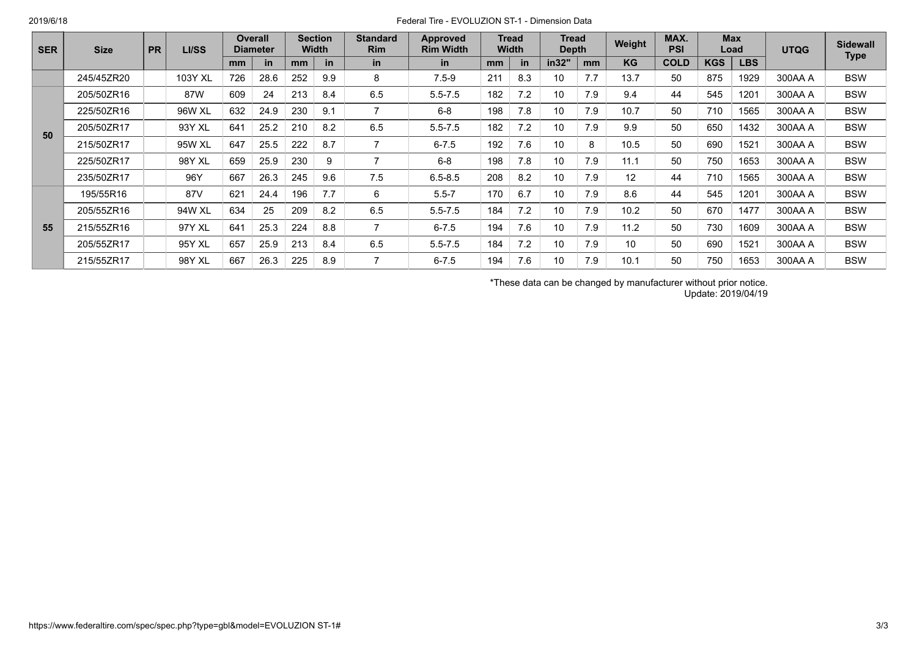| SER | Size | PR | LI/SS | Overall Diameter | | Section Width | | Standard Rim | Approved Rim Width | Tread Width | | Tread Depth | | Weight | MAX. PSI | Max Load | | UTQG | Sidewall Type |
|---|---|---|---|---|---|---|---|---|---|---|---|---|---|---|---|---|---|---|---|
| | | | | mm | in | mm | in | in | in | mm | in | in32" | mm | KG | COLD | KGS | LBS | | |
| | 245/45ZR20 | | 103Y XL | 726 | 28.6 | 252 | 9.9 | 8 | 7.5-9 | 211 | 8.3 | 10 | 7.7 | 13.7 | 50 | 875 | 1929 | 300AA A | BSW |
| 50 | 205/50ZR16 | | 87W | 609 | 24 | 213 | 8.4 | 6.5 | 5.5-7.5 | 182 | 7.2 | 10 | 7.9 | 9.4 | 44 | 545 | 1201 | 300AA A | BSW |
| | 225/50ZR16 | | 96W XL | 632 | 24.9 | 230 | 9.1 | 7 | 6-8 | 198 | 7.8 | 10 | 7.9 | 10.7 | 50 | 710 | 1565 | 300AA A | BSW |
| | 205/50ZR17 | | 93Y XL | 641 | 25.2 | 210 | 8.2 | 6.5 | 5.5-7.5 | 182 | 7.2 | 10 | 7.9 | 9.9 | 50 | 650 | 1432 | 300AA A | BSW |
| | 215/50ZR17 | | 95W XL | 647 | 25.5 | 222 | 8.7 | 7 | 6-7.5 | 192 | 7.6 | 10 | 8 | 10.5 | 50 | 690 | 1521 | 300AA A | BSW |
| | 225/50ZR17 | | 98Y XL | 659 | 25.9 | 230 | 9 | 7 | 6-8 | 198 | 7.8 | 10 | 7.9 | 11.1 | 50 | 750 | 1653 | 300AA A | BSW |
| | 235/50ZR17 | | 96Y | 667 | 26.3 | 245 | 9.6 | 7.5 | 6.5-8.5 | 208 | 8.2 | 10 | 7.9 | 12 | 44 | 710 | 1565 | 300AA A | BSW |
| 55 | 195/55R16 | | 87V | 621 | 24.4 | 196 | 7.7 | 6 | 5.5-7 | 170 | 6.7 | 10 | 7.9 | 8.6 | 44 | 545 | 1201 | 300AA A | BSW |
| | 205/55ZR16 | | 94W XL | 634 | 25 | 209 | 8.2 | 6.5 | 5.5-7.5 | 184 | 7.2 | 10 | 7.9 | 10.2 | 50 | 670 | 1477 | 300AA A | BSW |
| | 215/55ZR16 | | 97Y XL | 641 | 25.3 | 224 | 8.8 | 7 | 6-7.5 | 194 | 7.6 | 10 | 7.9 | 11.2 | 50 | 730 | 1609 | 300AA A | BSW |
| | 205/55ZR17 | | 95Y XL | 657 | 25.9 | 213 | 8.4 | 6.5 | 5.5-7.5 | 184 | 7.2 | 10 | 7.9 | 10 | 50 | 690 | 1521 | 300AA A | BSW |
| | 215/55ZR17 | | 98Y XL | 667 | 26.3 | 225 | 8.9 | 7 | 6-7.5 | 194 | 7.6 | 10 | 7.9 | 10.1 | 50 | 750 | 1653 | 300AA A | BSW |

*These data can be changed by manufacturer without prior notice.
Update: 2019/04/19